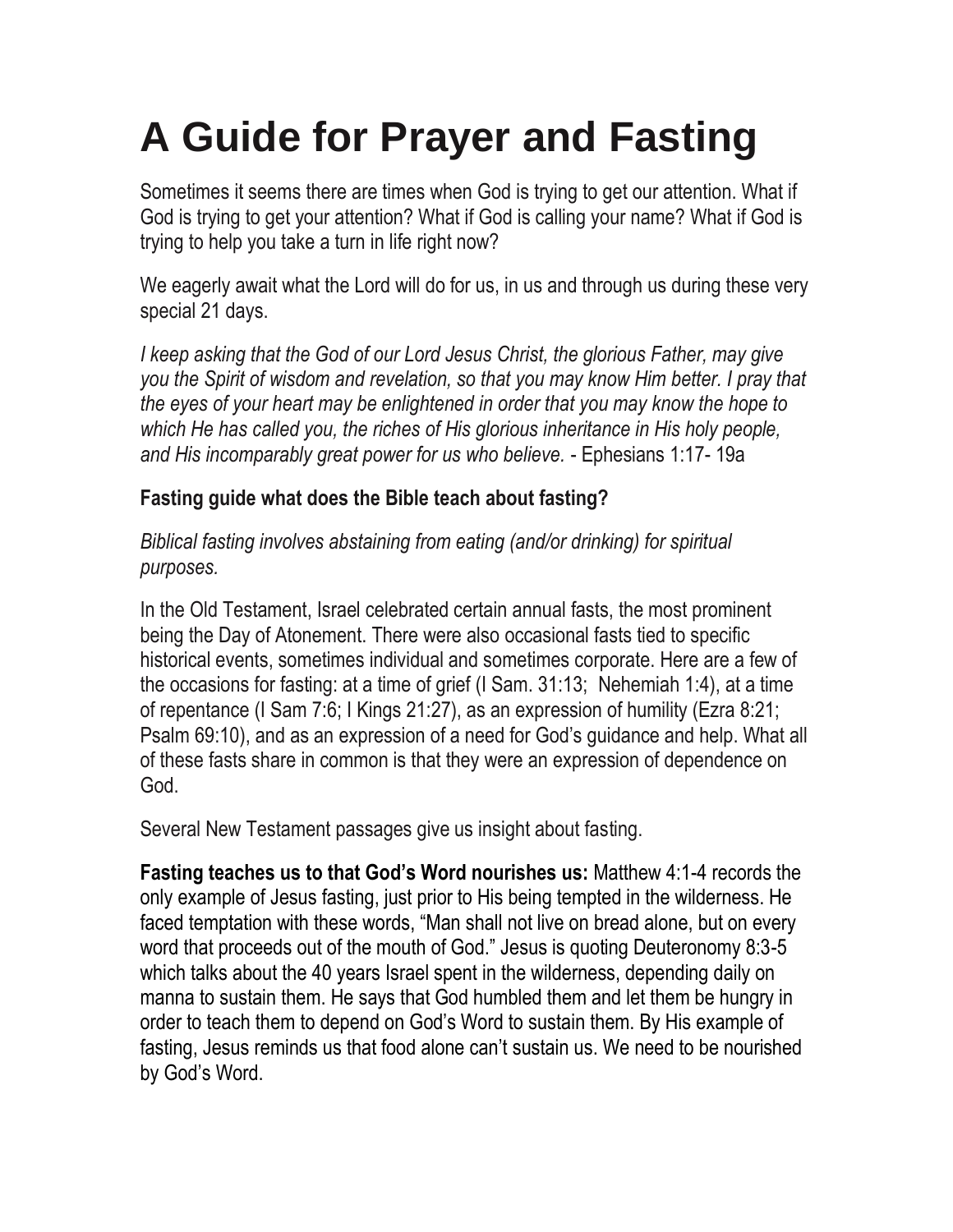# A Guide for Prayer and Fasting

Sometimes it seems there are times when God is trying to get our attention. What if God is trying to get your attention? What if God is calling your name? What if God is trying to help you take a turn in life right now?

We eagerly await what the Lord will do for us, in us and through us during these very special 21 days.

*I keep asking that the God of our Lord Jesus Christ, the glorious Father, may give you the Spirit of wisdom and revelation, so that you may know Him better. I pray that the eyes of your heart may be enlightened in order that you may know the hope to which He has called you, the riches of His glorious inheritance in His holy people, and His incomparably great power for us who believe.* - Ephesians 1:17- 19a

**Fasting guide what does the Bible teach about fasting?**

*Biblical fasting involves abstaining from eating (and/or drinking) for spiritual purposes.*

In the Old Testament, Israel celebrated certain annual fasts, the most prominent being the Day of Atonement. There were also occasional fasts tied to specific historical events, sometimes individual and sometimes corporate. Here are a few of the occasions for fasting: at a time of grief (I Sam. 31:13; Nehemiah 1:4), at a time of repentance (I Sam 7:6; I Kings 21:27), as an expression of humility (Ezra 8:21; Psalm 69:10), and as an expression of a need for God's guidance and help. What all of these fasts share in common is that they were an expression of dependence on God.

Several New Testament passages give us insight about fasting.

**Fasting teaches us to that God's Word nourishes us:** Matthew 4:1-4 records the only example of Jesus fasting, just prior to His being tempted in the wilderness. He faced temptation with these words, "Man shall not live on bread alone, but on every word that proceeds out of the mouth of God." Jesus is quoting Deuteronomy 8:3-5 which talks about the 40 years Israel spent in the wilderness, depending daily on manna to sustain them. He says that God humbled them and let them be hungry in order to teach them to depend on God's Word to sustain them. By His example of fasting, Jesus reminds us that food alone can't sustain us. We need to be nourished by God's Word.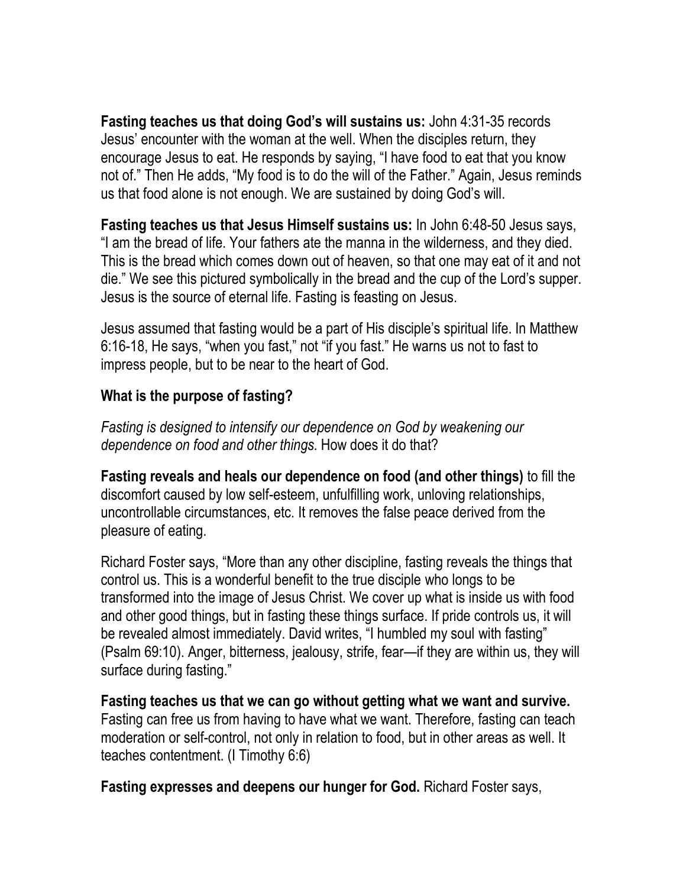**Fasting teaches us that doing God's will sustains us:** John 4:31-35 records Jesus' encounter with the woman at the well. When the disciples return, they encourage Jesus to eat. He responds by saying, "I have food to eat that you know not of." Then He adds, "My food is to do the will of the Father." Again, Jesus reminds us that food alone is not enough. We are sustained by doing God's will.

**Fasting teaches us that Jesus Himself sustains us:** In John 6:48-50 Jesus says, "I am the bread of life. Your fathers ate the manna in the wilderness, and they died. This is the bread which comes down out of heaven, so that one may eat of it and not die." We see this pictured symbolically in the bread and the cup of the Lord's supper. Jesus is the source of eternal life. Fasting is feasting on Jesus.

Jesus assumed that fasting would be a part of His disciple's spiritual life. In Matthew 6:16-18, He says, "when you fast," not "if you fast." He warns us not to fast to impress people, but to be near to the heart of God.

### What is the purpose of fasting?

*Fasting is designed to intensify our dependence on God by weakening our dependence on food and other things.* How does it do that?

**Fasting reveals and heals our dependence on food (and other things)** to fill the discomfort caused by low self-esteem, unfulfilling work, unloving relationships, uncontrollable circumstances, etc. It removes the false peace derived from the pleasure of eating.

Richard Foster says, "More than any other discipline, fasting reveals the things that control us. This is a wonderful benefit to the true disciple who longs to be transformed into the image of Jesus Christ. We cover up what is inside us with food and other good things, but in fasting these things surface. If pride controls us, it will be revealed almost immediately. David writes, "I humbled my soul with fasting" (Psalm 69:10). Anger, bitterness, jealousy, strife, fear—if they are within us, they will surface during fasting."

**Fasting teaches us that we can go without getting what we want and survive.** Fasting can free us from having to have what we want. Therefore, fasting can teach moderation or self-control, not only in relation to food, but in other areas as well. It teaches contentment. (I Timothy 6:6)

**Fasting expresses and deepens our hunger for God.** Richard Foster says,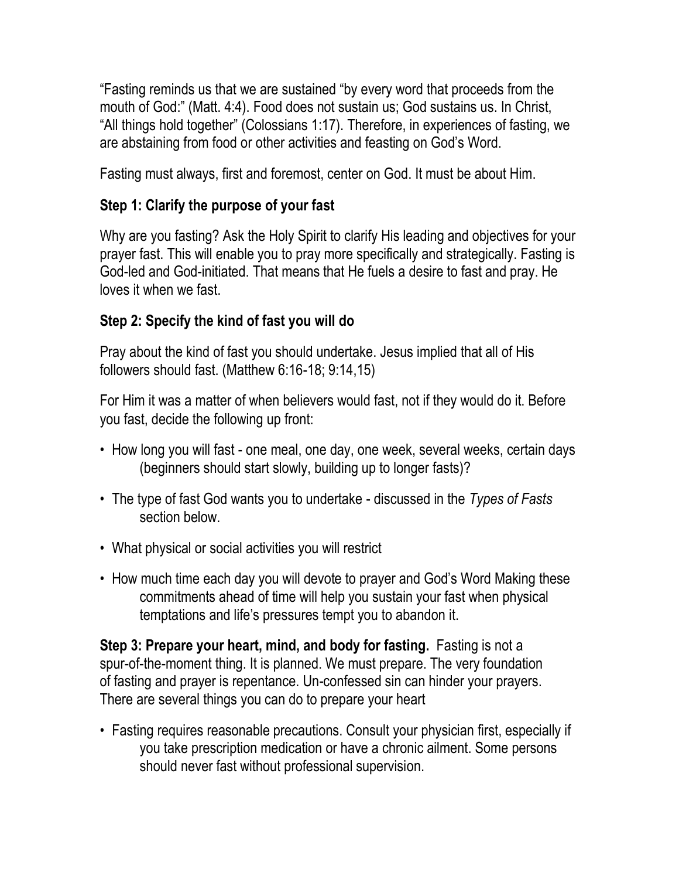"Fasting reminds us that we are sustained "by every word that proceeds from the mouth of God:" (Matt. 4:4). Food does not sustain us; God sustains us. In Christ, "All things hold together" (Colossians 1:17). Therefore, in experiences of fasting, we are abstaining from food or other activities and feasting on God's Word.

Fasting must always, first and foremost, center on God. It must be about Him.

**Step 1: Clarify the purpose of your fast**

Why are you fasting? Ask the Holy Spirit to clarify His leading and objectives for your prayer fast. This will enable you to pray more specifically and strategically. Fasting is God-led and God-initiated. That means that He fuels a desire to fast and pray. He loves it when we fast.

**Step 2: Specify the kind of fast you will do**

Pray about the kind of fast you should undertake. Jesus implied that all of His followers should fast. (Matthew 6:16-18; 9:14,15)

For Him it was a matter of when believers would fast, not if they would do it. Before you fast, decide the following up front:

- How long you will fast - one meal, one day, one week, several weeks, certain days (beginners should start slowly, building up to longer fasts)?
- The type of fast God wants you to undertake - discussed in the *Types of Fasts* section below.
- What physical or social activities you will restrict
- How much time each day you will devote to prayer and God's Word Making these commitments ahead of time will help you sustain your fast when physical temptations and life's pressures tempt you to abandon it.

**Step 3: Prepare your heart, mind, and body for fasting.** Fasting is not a spur-of-the-moment thing. It is planned. We must prepare. The very foundation of fasting and prayer is repentance. Un-confessed sin can hinder your prayers. There are several things you can do to prepare your heart

- Fasting requires reasonable precautions. Consult your physician first, especially if you take prescription medication or have a chronic ailment. Some persons should never fast without professional supervision.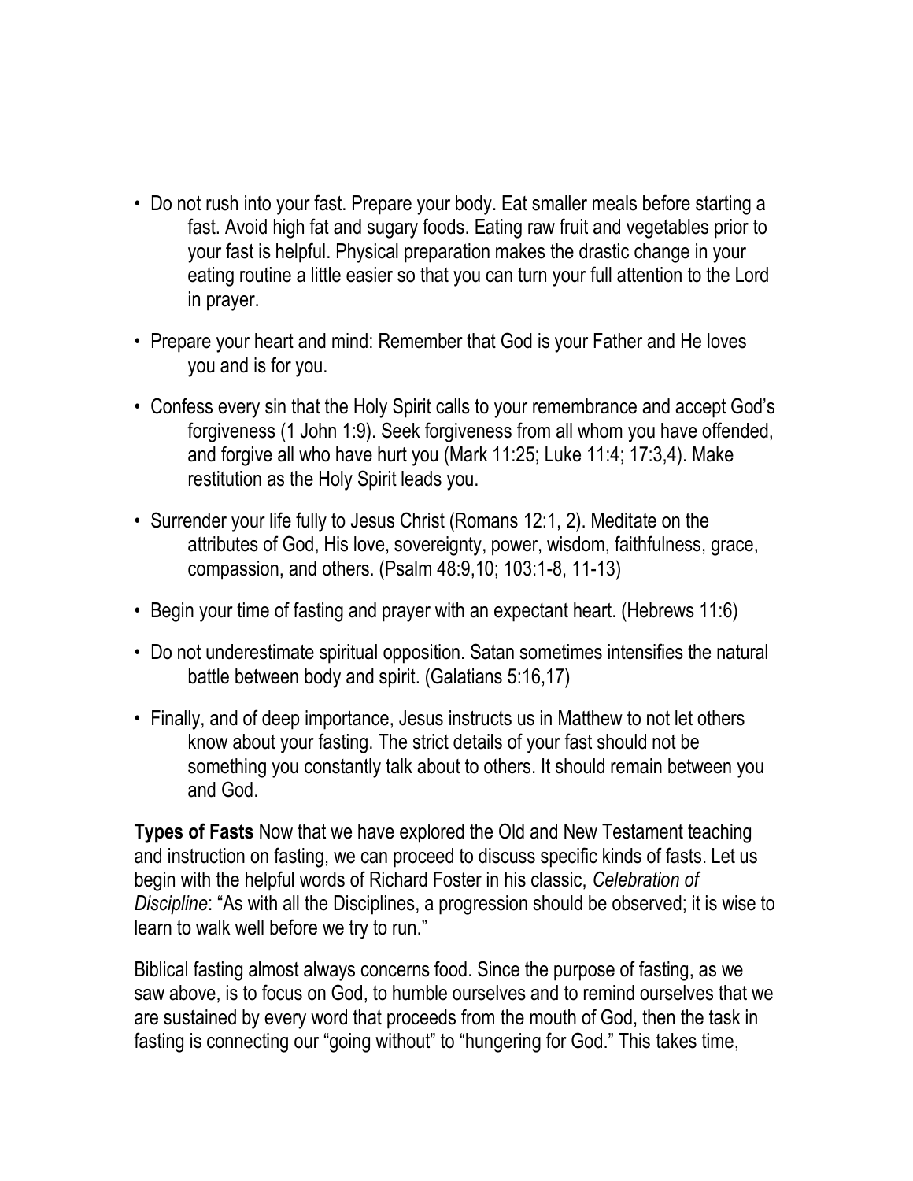- Do not rush into your fast. Prepare your body. Eat smaller meals before starting a fast. Avoid high fat and sugary foods. Eating raw fruit and vegetables prior to your fast is helpful. Physical preparation makes the drastic change in your eating routine a little easier so that you can turn your full attention to the Lord in prayer.

- Prepare your heart and mind: Remember that God is your Father and He loves you and is for you.

- Confess every sin that the Holy Spirit calls to your remembrance and accept God's forgiveness (1 John 1:9). Seek forgiveness from all whom you have offended, and forgive all who have hurt you (Mark 11:25; Luke 11:4; 17:3,4). Make restitution as the Holy Spirit leads you.

- Surrender your life fully to Jesus Christ (Romans 12:1, 2). Meditate on the attributes of God, His love, sovereignty, power, wisdom, faithfulness, grace, compassion, and others. (Psalm 48:9,10; 103:1-8, 11-13)

- Begin your time of fasting and prayer with an expectant heart. (Hebrews 11:6)

- Do not underestimate spiritual opposition. Satan sometimes intensifies the natural battle between body and spirit. (Galatians 5:16,17)

- Finally, and of deep importance, Jesus instructs us in Matthew to not let others know about your fasting. The strict details of your fast should not be something you constantly talk about to others. It should remain between you and God.

**Types of Fasts** Now that we have explored the Old and New Testament teaching and instruction on fasting, we can proceed to discuss specific kinds of fasts. Let us begin with the helpful words of Richard Foster in his classic, *Celebration of Discipline*: "As with all the Disciplines, a progression should be observed; it is wise to learn to walk well before we try to run."

Biblical fasting almost always concerns food. Since the purpose of fasting, as we saw above, is to focus on God, to humble ourselves and to remind ourselves that we are sustained by every word that proceeds from the mouth of God, then the task in fasting is connecting our "going without" to "hungering for God." This takes time,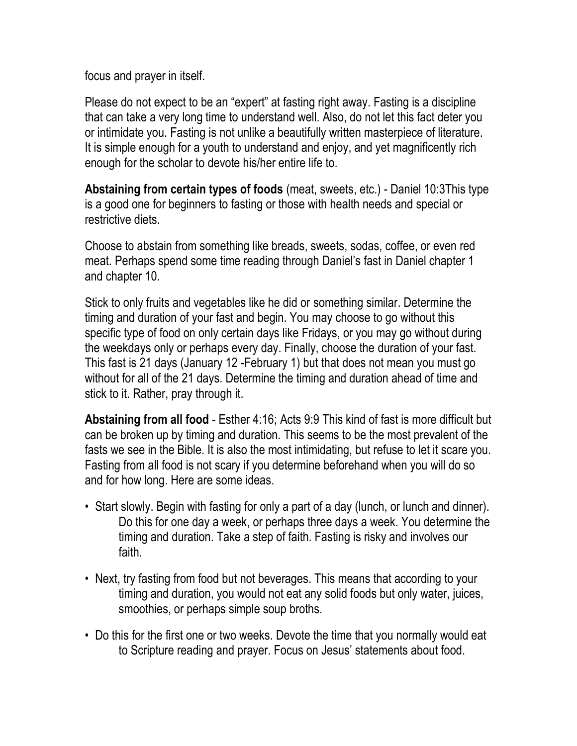focus and prayer in itself.

Please do not expect to be an “expert” at fasting right away. Fasting is a discipline that can take a very long time to understand well. Also, do not let this fact deter you or intimidate you. Fasting is not unlike a beautifully written masterpiece of literature. It is simple enough for a youth to understand and enjoy, and yet magnificently rich enough for the scholar to devote his/her entire life to.

**Abstaining from certain types of foods** (meat, sweets, etc.) - Daniel 10:3This type is a good one for beginners to fasting or those with health needs and special or restrictive diets.

Choose to abstain from something like breads, sweets, sodas, coffee, or even red meat. Perhaps spend some time reading through Daniel’s fast in Daniel chapter 1 and chapter 10.

Stick to only fruits and vegetables like he did or something similar. Determine the timing and duration of your fast and begin. You may choose to go without this specific type of food on only certain days like Fridays, or you may go without during the weekdays only or perhaps every day. Finally, choose the duration of your fast. This fast is 21 days (January 12 -February 1) but that does not mean you must go without for all of the 21 days. Determine the timing and duration ahead of time and stick to it. Rather, pray through it.

**Abstaining from all food** - Esther 4:16; Acts 9:9 This kind of fast is more difficult but can be broken up by timing and duration. This seems to be the most prevalent of the fasts we see in the Bible. It is also the most intimidating, but refuse to let it scare you. Fasting from all food is not scary if you determine beforehand when you will do so and for how long. Here are some ideas.

- Start slowly. Begin with fasting for only a part of a day (lunch, or lunch and dinner). Do this for one day a week, or perhaps three days a week. You determine the timing and duration. Take a step of faith. Fasting is risky and involves our faith.
- Next, try fasting from food but not beverages. This means that according to your timing and duration, you would not eat any solid foods but only water, juices, smoothies, or perhaps simple soup broths.
- Do this for the first one or two weeks. Devote the time that you normally would eat to Scripture reading and prayer. Focus on Jesus’ statements about food.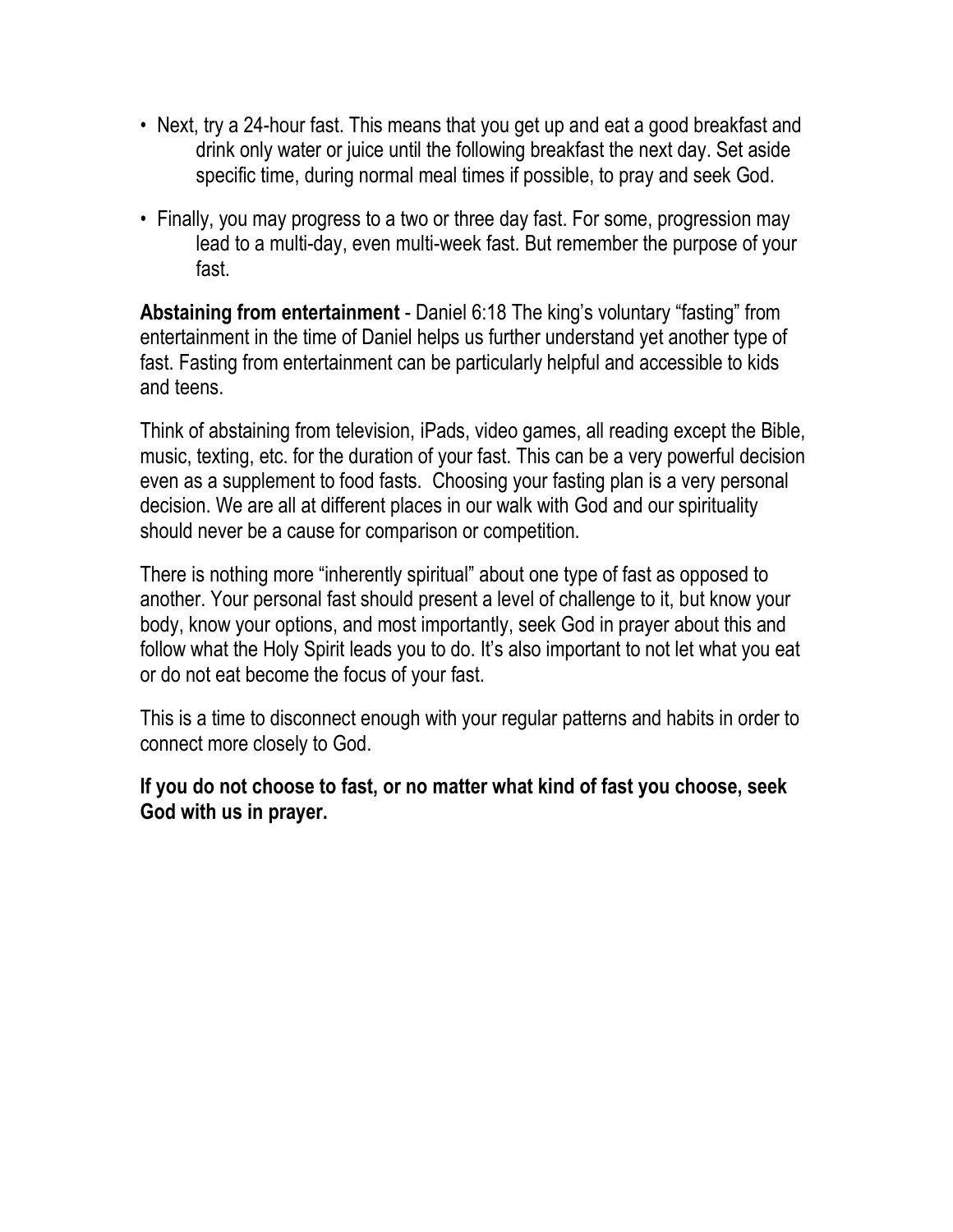- Next, try a 24-hour fast. This means that you get up and eat a good breakfast and drink only water or juice until the following breakfast the next day. Set aside specific time, during normal meal times if possible, to pray and seek God.
- Finally, you may progress to a two or three day fast. For some, progression may lead to a multi-day, even multi-week fast. But remember the purpose of your fast.

**Abstaining from entertainment** - Daniel 6:18 The king's voluntary "fasting" from entertainment in the time of Daniel helps us further understand yet another type of fast. Fasting from entertainment can be particularly helpful and accessible to kids and teens.

Think of abstaining from television, iPads, video games, all reading except the Bible, music, texting, etc. for the duration of your fast. This can be a very powerful decision even as a supplement to food fasts. Choosing your fasting plan is a very personal decision. We are all at different places in our walk with God and our spirituality should never be a cause for comparison or competition.

There is nothing more "inherently spiritual" about one type of fast as opposed to another. Your personal fast should present a level of challenge to it, but know your body, know your options, and most importantly, seek God in prayer about this and follow what the Holy Spirit leads you to do. It's also important to not let what you eat or do not eat become the focus of your fast.

This is a time to disconnect enough with your regular patterns and habits in order to connect more closely to God.

**If you do not choose to fast, or no matter what kind of fast you choose, seek God with us in prayer.**